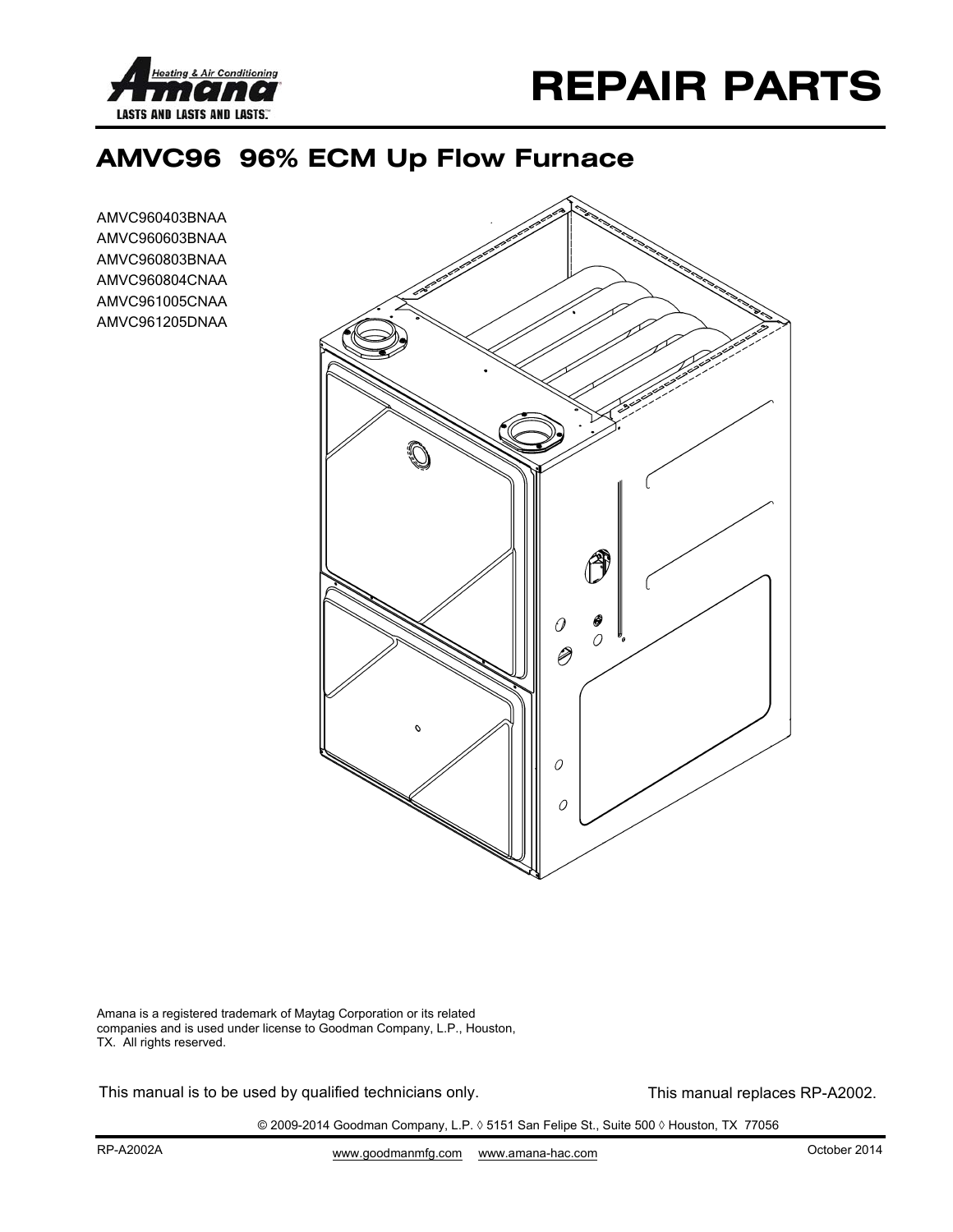Heating & Air Conditioning
**Amana**
LASTS AND LASTS AND LASTS.™

# REPAIR PARTS

## AMVC96 96% ECM Up Flow Furnace

AMVC960403BNAA
AMVC960603BNAA
AMVC960803BNAA
AMVC960804CNAA
AMVC961005CNAA
AMVC961205DNAA

Amana is a registered trademark of Maytag Corporation or its related companies and is used under license to Goodman Company, L.P., Houston, TX. All rights reserved.

This manual is to be used by qualified technicians only.

This manual replaces RP-A2002.

© 2009-2014 Goodman Company, L.P. ◊ 5151 San Felipe St., Suite 500 ◊ Houston, TX 77056

RP-A2002A

www.goodmanmfg.com www.amana-hac.com

October 2014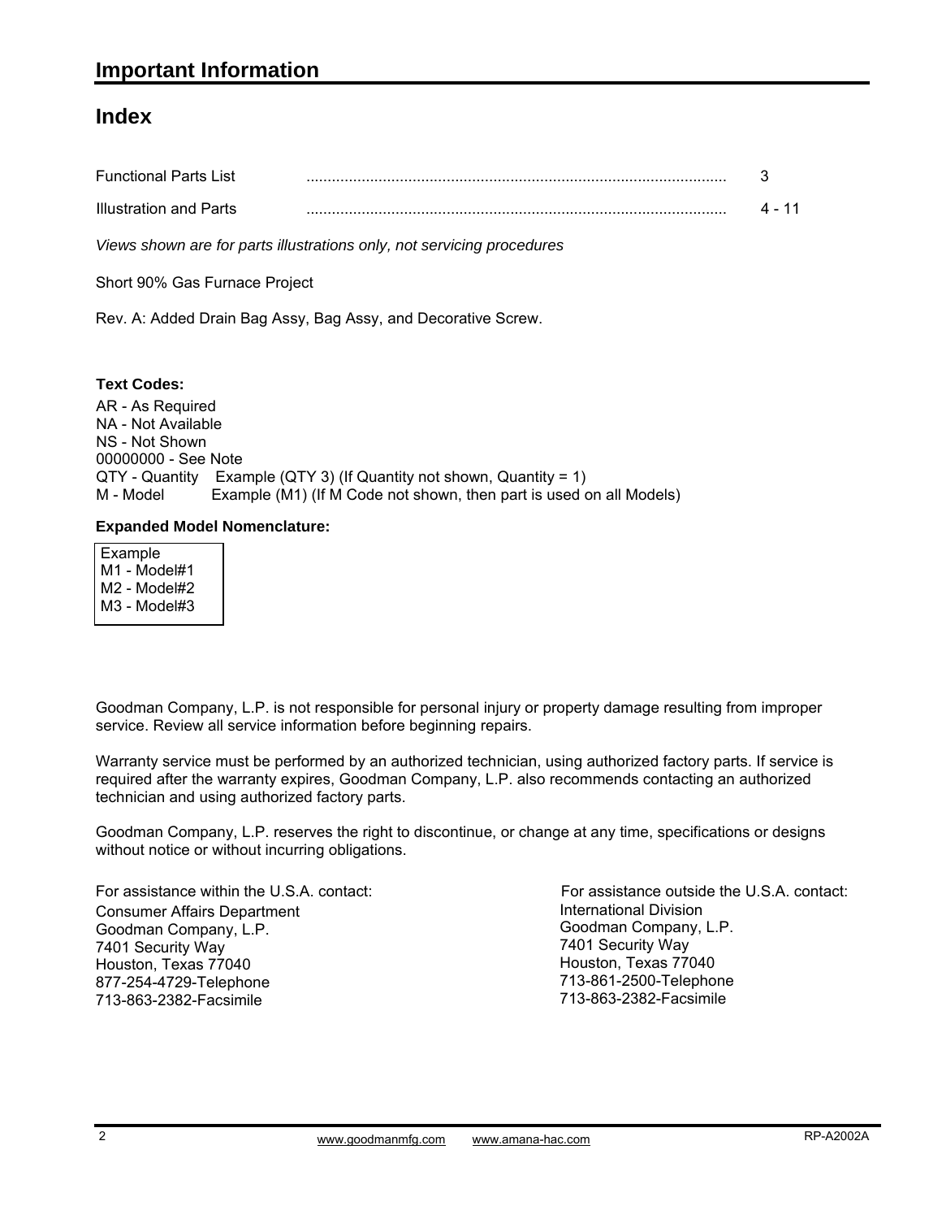# Important Information

## Index

| | | |
|---|---|---|
| Functional Parts List | .................................................................................................. | 3 |
| Illustration and Parts | .................................................................................................. | 4 - 11 |

*Views shown are for parts illustrations only, not servicing procedures*

Short 90% Gas Furnace Project

Rev. A: Added Drain Bag Assy, Bag Assy, and Decorative Screw.

**Text Codes:**

AR - As Required
NA - Not Available
NS - Not Shown
00000000 - See Note
QTY - Quantity    Example (QTY 3) (If Quantity not shown, Quantity = 1)
M - Model    Example (M1) (If M Code not shown, then part is used on all Models)

**Expanded Model Nomenclature:**

Example
M1 - Model#1
M2 - Model#2
M3 - Model#3

Goodman Company, L.P. is not responsible for personal injury or property damage resulting from improper service. Review all service information before beginning repairs.

Warranty service must be performed by an authorized technician, using authorized factory parts. If service is required after the warranty expires, Goodman Company, L.P. also recommends contacting an authorized technician and using authorized factory parts.

Goodman Company, L.P. reserves the right to discontinue, or change at any time, specifications or designs without notice or without incurring obligations.

For assistance within the U.S.A. contact:
Consumer Affairs Department
Goodman Company, L.P.
7401 Security Way
Houston, Texas 77040
877-254-4729-Telephone
713-863-2382-Facsimile

For assistance outside the U.S.A. contact:
International Division
Goodman Company, L.P.
7401 Security Way
Houston, Texas 77040
713-861-2500-Telephone
713-863-2382-Facsimile

www.goodmanmfg.com    www.amana-hac.com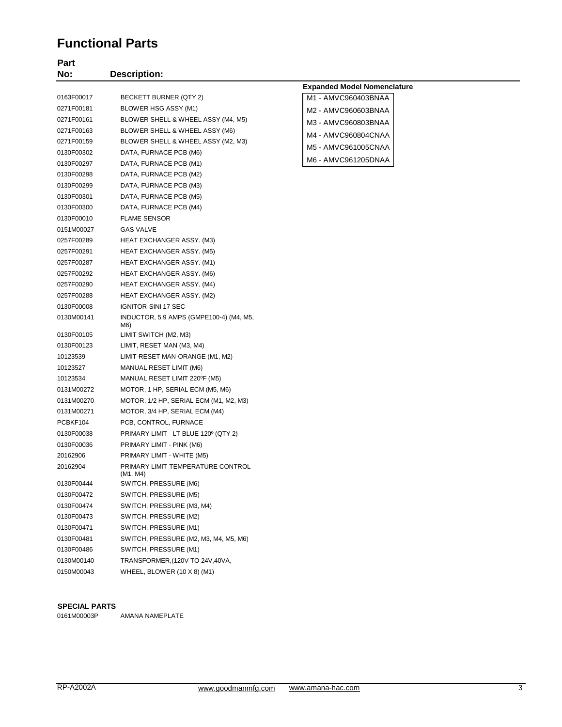# Functional Parts

| Part No: | Description: |
|---|---|
| 0163F00017 | BECKETT BURNER (QTY 2) |
| 0271F00181 | BLOWER HSG ASSY (M1) |
| 0271F00161 | BLOWER SHELL & WHEEL ASSY (M4, M5) |
| 0271F00163 | BLOWER SHELL & WHEEL ASSY (M6) |
| 0271F00159 | BLOWER SHELL & WHEEL ASSY (M2, M3) |
| 0130F00302 | DATA, FURNACE PCB (M6) |
| 0130F00297 | DATA, FURNACE PCB (M1) |
| 0130F00298 | DATA, FURNACE PCB (M2) |
| 0130F00299 | DATA, FURNACE PCB (M3) |
| 0130F00301 | DATA, FURNACE PCB (M5) |
| 0130F00300 | DATA, FURNACE PCB (M4) |
| 0130F00010 | FLAME SENSOR |
| 0151M00027 | GAS VALVE |
| 0257F00289 | HEAT EXCHANGER ASSY. (M3) |
| 0257F00291 | HEAT EXCHANGER ASSY. (M5) |
| 0257F00287 | HEAT EXCHANGER ASSY. (M1) |
| 0257F00292 | HEAT EXCHANGER ASSY. (M6) |
| 0257F00290 | HEAT EXCHANGER ASSY. (M4) |
| 0257F00288 | HEAT EXCHANGER ASSY. (M2) |
| 0130F00008 | IGNITOR-SINI 17 SEC |
| 0130M00141 | INDUCTOR, 5.9 AMPS (GMPE100-4) (M4, M5, M6) |
| 0130F00105 | LIMIT SWITCH (M2, M3) |
| 0130F00123 | LIMIT, RESET MAN (M3, M4) |
| 10123539 | LIMIT-RESET MAN-ORANGE (M1, M2) |
| 10123527 | MANUAL RESET LIMIT (M6) |
| 10123534 | MANUAL RESET LIMIT 220ºF (M5) |
| 0131M00272 | MOTOR, 1 HP, SERIAL ECM (M5, M6) |
| 0131M00270 | MOTOR, 1/2 HP, SERIAL ECM (M1, M2, M3) |
| 0131M00271 | MOTOR, 3/4 HP, SERIAL ECM (M4) |
| PCBKF104 | PCB, CONTROL, FURNACE |
| 0130F00038 | PRIMARY LIMIT - LT BLUE 120º (QTY 2) |
| 0130F00036 | PRIMARY LIMIT - PINK (M6) |
| 20162906 | PRIMARY LIMIT - WHITE (M5) |
| 20162904 | PRIMARY LIMIT-TEMPERATURE CONTROL (M1, M4) |
| 0130F00444 | SWITCH, PRESSURE (M6) |
| 0130F00472 | SWITCH, PRESSURE (M5) |
| 0130F00474 | SWITCH, PRESSURE (M3, M4) |
| 0130F00473 | SWITCH, PRESSURE (M2) |
| 0130F00471 | SWITCH, PRESSURE (M1) |
| 0130F00481 | SWITCH, PRESSURE (M2, M3, M4, M5, M6) |
| 0130F00486 | SWITCH, PRESSURE (M1) |
| 0130M00140 | TRANSFORMER,(120V TO 24V,40VA, |
| 0150M00043 | WHEEL, BLOWER (10 X 8) (M1) |

**Expanded Model Nomenclature**

| |
|---|
| M1 - AMVC960403BNAA |
| M2 - AMVC960603BNAA |
| M3 - AMVC960803BNAA |
| M4 - AMVC960804CNAA |
| M5 - AMVC961005CNAA |
| M6 - AMVC961205DNAA |

**SPECIAL PARTS**

| | |
|---|---|
| 0161M00003P | AMANA NAMEPLATE |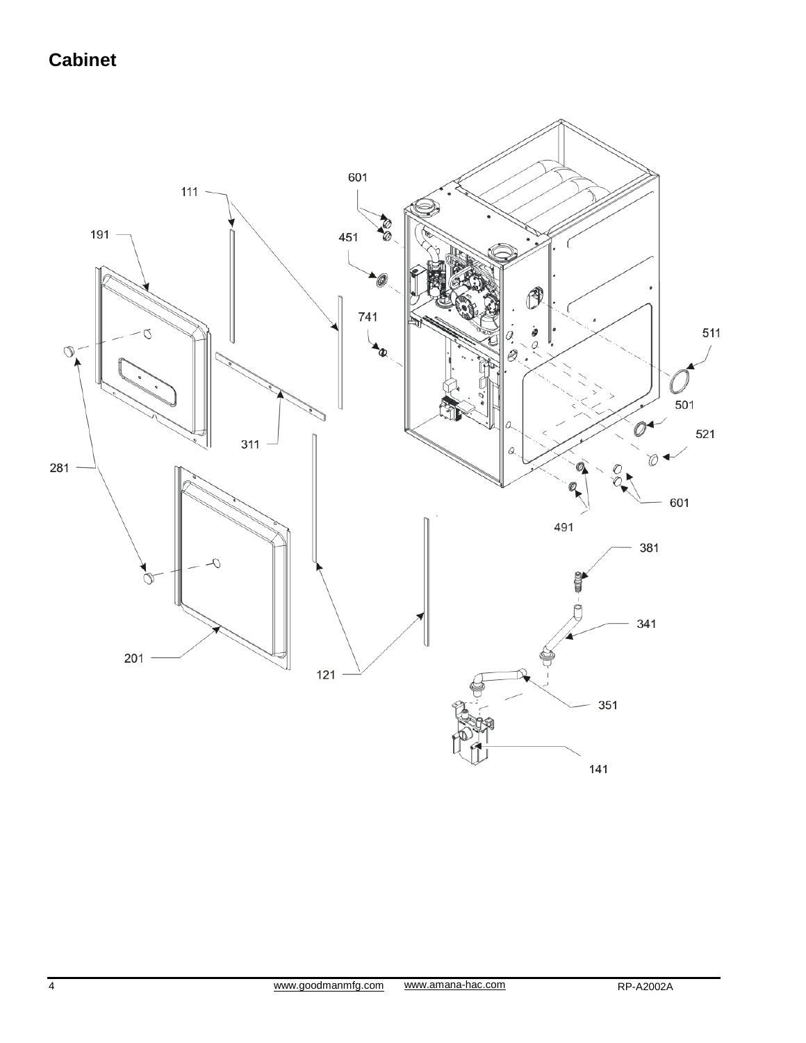## Cabinet

111
191
601
451
741
511
501
521
311
281
601
491
381
341
201
121
351
141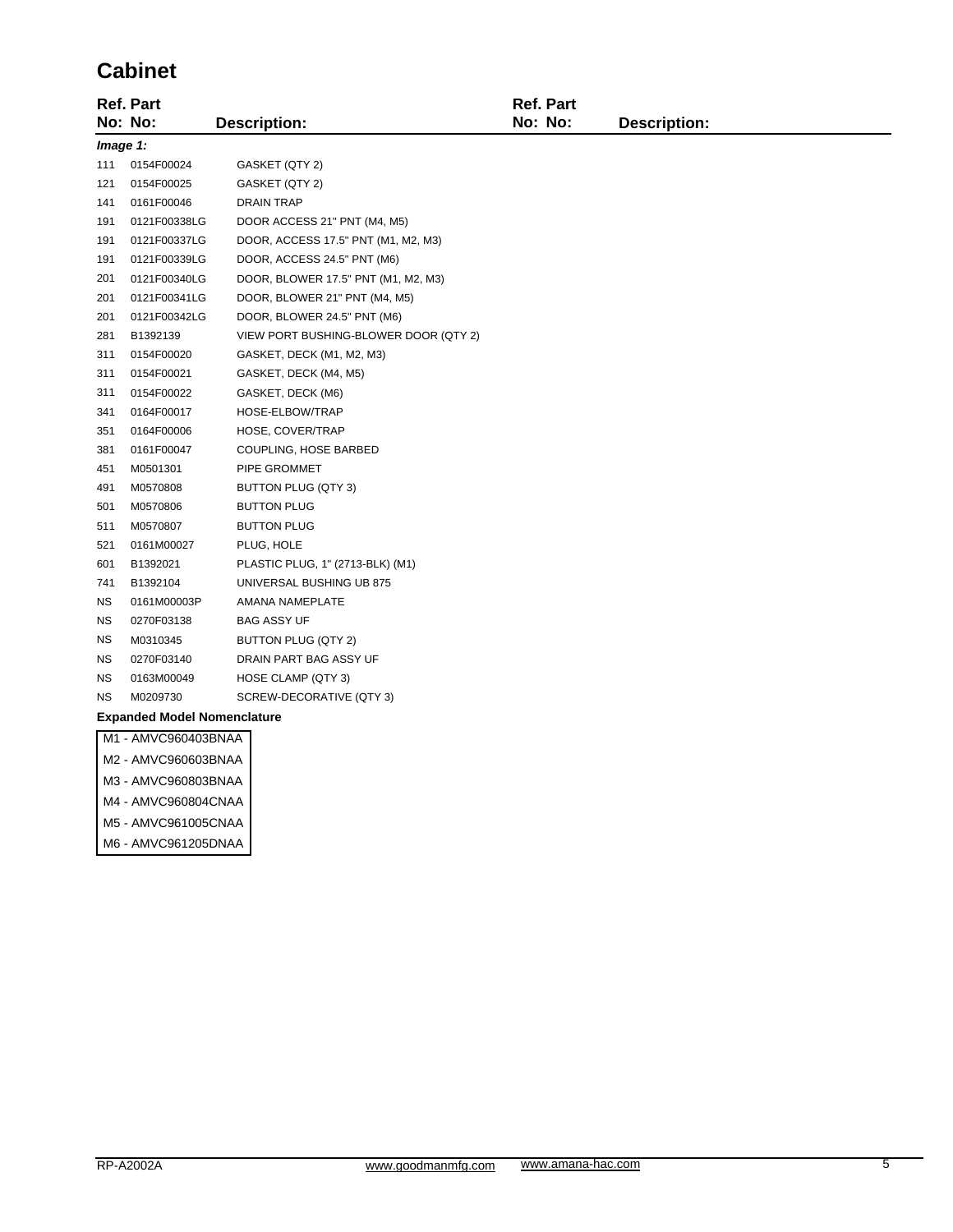# Cabinet

| Ref. No: | Part No: | Description: |
|---|---|---|
| ***Image 1:*** | | |
| 111 | 0154F00024 | GASKET (QTY 2) |
| 121 | 0154F00025 | GASKET (QTY 2) |
| 141 | 0161F00046 | DRAIN TRAP |
| 191 | 0121F00338LG | DOOR ACCESS 21" PNT (M4, M5) |
| 191 | 0121F00337LG | DOOR, ACCESS 17.5" PNT (M1, M2, M3) |
| 191 | 0121F00339LG | DOOR, ACCESS 24.5" PNT (M6) |
| 201 | 0121F00340LG | DOOR, BLOWER 17.5" PNT (M1, M2, M3) |
| 201 | 0121F00341LG | DOOR, BLOWER 21" PNT (M4, M5) |
| 201 | 0121F00342LG | DOOR, BLOWER 24.5" PNT (M6) |
| 281 | B1392139 | VIEW PORT BUSHING-BLOWER DOOR (QTY 2) |
| 311 | 0154F00020 | GASKET, DECK (M1, M2, M3) |
| 311 | 0154F00021 | GASKET, DECK (M4, M5) |
| 311 | 0154F00022 | GASKET, DECK (M6) |
| 341 | 0164F00017 | HOSE-ELBOW/TRAP |
| 351 | 0164F00006 | HOSE, COVER/TRAP |
| 381 | 0161F00047 | COUPLING, HOSE BARBED |
| 451 | M0501301 | PIPE GROMMET |
| 491 | M0570808 | BUTTON PLUG (QTY 3) |
| 501 | M0570806 | BUTTON PLUG |
| 511 | M0570807 | BUTTON PLUG |
| 521 | 0161M00027 | PLUG, HOLE |
| 601 | B1392021 | PLASTIC PLUG, 1" (2713-BLK) (M1) |
| 741 | B1392104 | UNIVERSAL BUSHING UB 875 |
| NS | 0161M00003P | AMANA NAMEPLATE |
| NS | 0270F03138 | BAG ASSY UF |
| NS | M0310345 | BUTTON PLUG (QTY 2) |
| NS | 0270F03140 | DRAIN PART BAG ASSY UF |
| NS | 0163M00049 | HOSE CLAMP (QTY 3) |
| NS | M0209730 | SCREW-DECORATIVE (QTY 3) |

**Expanded Model Nomenclature**

| |
|---|
| M1 - AMVC960403BNAA |
| M2 - AMVC960603BNAA |
| M3 - AMVC960803BNAA |
| M4 - AMVC960804CNAA |
| M5 - AMVC961005CNAA |
| M6 - AMVC961205DNAA |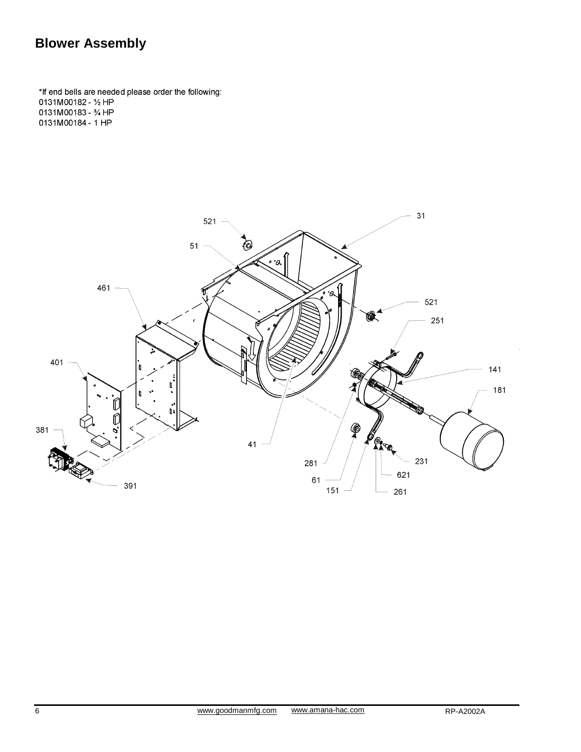# Blower Assembly

*If end bells are needed please order the following:
0131M00182 - ½ HP
0131M00183 - ¾ HP
0131M00184 - 1 HP

31
521
51
461
521
251
401
141
181
381
41
281
231
621
61
391
151
261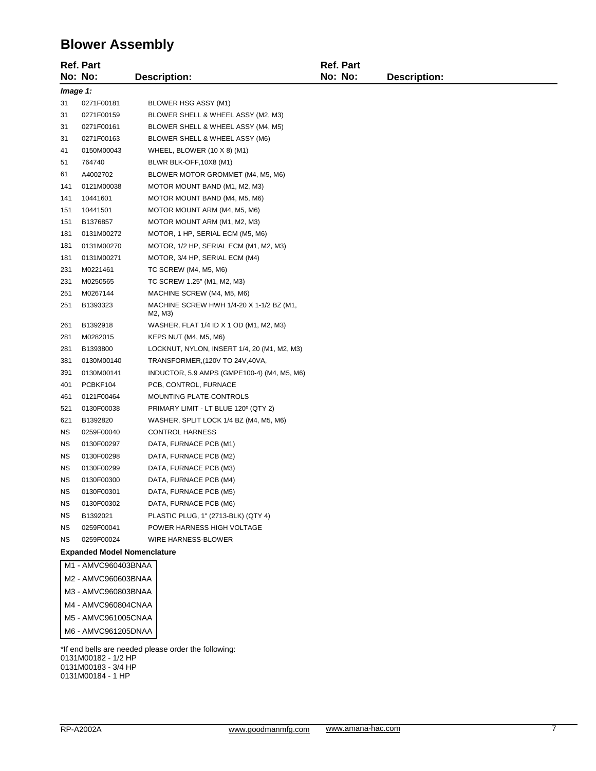# Blower Assembly

| Ref. No: | Part No: | Description: |
|---|---|---|
| ***Image 1:*** | | |
| 31 | 0271F00181 | BLOWER HSG ASSY (M1) |
| 31 | 0271F00159 | BLOWER SHELL & WHEEL ASSY (M2, M3) |
| 31 | 0271F00161 | BLOWER SHELL & WHEEL ASSY (M4, M5) |
| 31 | 0271F00163 | BLOWER SHELL & WHEEL ASSY (M6) |
| 41 | 0150M00043 | WHEEL, BLOWER (10 X 8) (M1) |
| 51 | 764740 | BLWR BLK-OFF,10X8 (M1) |
| 61 | A4002702 | BLOWER MOTOR GROMMET (M4, M5, M6) |
| 141 | 0121M00038 | MOTOR MOUNT BAND (M1, M2, M3) |
| 141 | 10441601 | MOTOR MOUNT BAND (M4, M5, M6) |
| 151 | 10441501 | MOTOR MOUNT ARM (M4, M5, M6) |
| 151 | B1376857 | MOTOR MOUNT ARM (M1, M2, M3) |
| 181 | 0131M00272 | MOTOR, 1 HP, SERIAL ECM (M5, M6) |
| 181 | 0131M00270 | MOTOR, 1/2 HP, SERIAL ECM (M1, M2, M3) |
| 181 | 0131M00271 | MOTOR, 3/4 HP, SERIAL ECM (M4) |
| 231 | M0221461 | TC SCREW (M4, M5, M6) |
| 231 | M0250565 | TC SCREW 1.25" (M1, M2, M3) |
| 251 | M0267144 | MACHINE SCREW (M4, M5, M6) |
| 251 | B1393323 | MACHINE SCREW HWH 1/4-20 X 1-1/2 BZ (M1, M2, M3) |
| 261 | B1392918 | WASHER, FLAT 1/4 ID X 1 OD (M1, M2, M3) |
| 281 | M0282015 | KEPS NUT (M4, M5, M6) |
| 281 | B1393800 | LOCKNUT, NYLON, INSERT 1/4, 20 (M1, M2, M3) |
| 381 | 0130M00140 | TRANSFORMER,(120V TO 24V,40VA, |
| 391 | 0130M00141 | INDUCTOR, 5.9 AMPS (GMPE100-4) (M4, M5, M6) |
| 401 | PCBKF104 | PCB, CONTROL, FURNACE |
| 461 | 0121F00464 | MOUNTING PLATE-CONTROLS |
| 521 | 0130F00038 | PRIMARY LIMIT - LT BLUE 120º (QTY 2) |
| 621 | B1392820 | WASHER, SPLIT LOCK 1/4 BZ (M4, M5, M6) |
| NS | 0259F00040 | CONTROL HARNESS |
| NS | 0130F00297 | DATA, FURNACE PCB (M1) |
| NS | 0130F00298 | DATA, FURNACE PCB (M2) |
| NS | 0130F00299 | DATA, FURNACE PCB (M3) |
| NS | 0130F00300 | DATA, FURNACE PCB (M4) |
| NS | 0130F00301 | DATA, FURNACE PCB (M5) |
| NS | 0130F00302 | DATA, FURNACE PCB (M6) |
| NS | B1392021 | PLASTIC PLUG, 1" (2713-BLK) (QTY 4) |
| NS | 0259F00041 | POWER HARNESS HIGH VOLTAGE |
| NS | 0259F00024 | WIRE HARNESS-BLOWER |

**Expanded Model Nomenclature**

| |
|---|
| M1 - AMVC960403BNAA |
| M2 - AMVC960603BNAA |
| M3 - AMVC960803BNAA |
| M4 - AMVC960804CNAA |
| M5 - AMVC961005CNAA |
| M6 - AMVC961205DNAA |

*If end bells are needed please order the following:
0131M00182 - 1/2 HP
0131M00183 - 3/4 HP
0131M00184 - 1 HP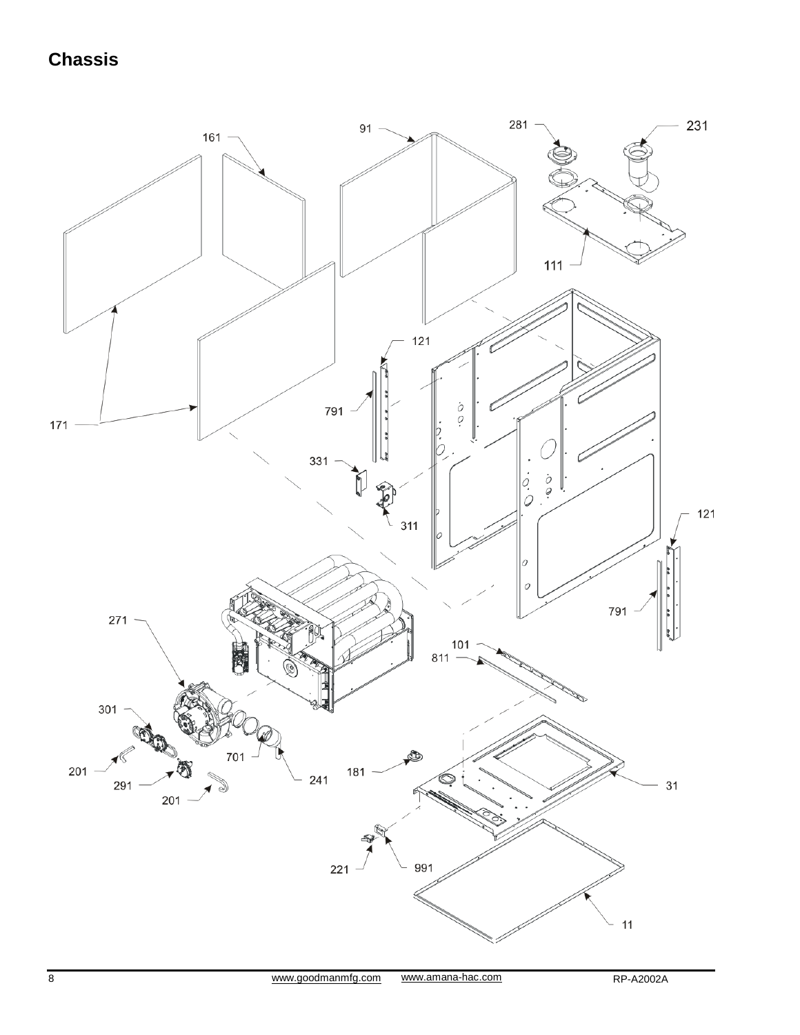# Chassis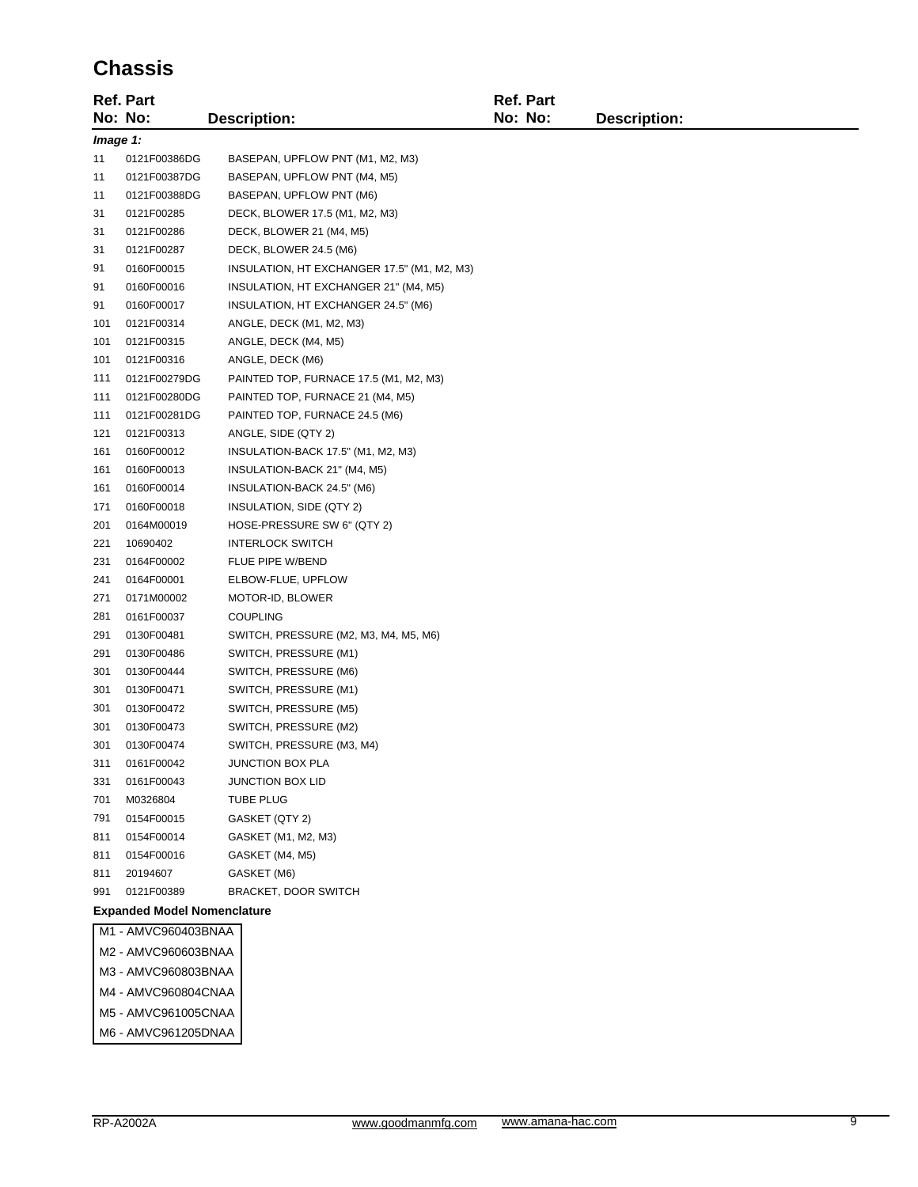# Chassis

| Ref. No: | Part No: | Description: |
|---|---|---|
| ***Image 1:*** | | |
| 11 | 0121F00386DG | BASEPAN, UPFLOW PNT (M1, M2, M3) |
| 11 | 0121F00387DG | BASEPAN, UPFLOW PNT (M4, M5) |
| 11 | 0121F00388DG | BASEPAN, UPFLOW PNT (M6) |
| 31 | 0121F00285 | DECK, BLOWER 17.5 (M1, M2, M3) |
| 31 | 0121F00286 | DECK, BLOWER 21 (M4, M5) |
| 31 | 0121F00287 | DECK, BLOWER 24.5 (M6) |
| 91 | 0160F00015 | INSULATION, HT EXCHANGER 17.5" (M1, M2, M3) |
| 91 | 0160F00016 | INSULATION, HT EXCHANGER 21" (M4, M5) |
| 91 | 0160F00017 | INSULATION, HT EXCHANGER 24.5" (M6) |
| 101 | 0121F00314 | ANGLE, DECK (M1, M2, M3) |
| 101 | 0121F00315 | ANGLE, DECK (M4, M5) |
| 101 | 0121F00316 | ANGLE, DECK (M6) |
| 111 | 0121F00279DG | PAINTED TOP, FURNACE 17.5 (M1, M2, M3) |
| 111 | 0121F00280DG | PAINTED TOP, FURNACE 21 (M4, M5) |
| 111 | 0121F00281DG | PAINTED TOP, FURNACE 24.5 (M6) |
| 121 | 0121F00313 | ANGLE, SIDE (QTY 2) |
| 161 | 0160F00012 | INSULATION-BACK 17.5" (M1, M2, M3) |
| 161 | 0160F00013 | INSULATION-BACK 21" (M4, M5) |
| 161 | 0160F00014 | INSULATION-BACK 24.5" (M6) |
| 171 | 0160F00018 | INSULATION, SIDE (QTY 2) |
| 201 | 0164M00019 | HOSE-PRESSURE SW 6" (QTY 2) |
| 221 | 10690402 | INTERLOCK SWITCH |
| 231 | 0164F00002 | FLUE PIPE W/BEND |
| 241 | 0164F00001 | ELBOW-FLUE, UPFLOW |
| 271 | 0171M00002 | MOTOR-ID, BLOWER |
| 281 | 0161F00037 | COUPLING |
| 291 | 0130F00481 | SWITCH, PRESSURE (M2, M3, M4, M5, M6) |
| 291 | 0130F00486 | SWITCH, PRESSURE (M1) |
| 301 | 0130F00444 | SWITCH, PRESSURE (M6) |
| 301 | 0130F00471 | SWITCH, PRESSURE (M1) |
| 301 | 0130F00472 | SWITCH, PRESSURE (M5) |
| 301 | 0130F00473 | SWITCH, PRESSURE (M2) |
| 301 | 0130F00474 | SWITCH, PRESSURE (M3, M4) |
| 311 | 0161F00042 | JUNCTION BOX PLA |
| 331 | 0161F00043 | JUNCTION BOX LID |
| 701 | M0326804 | TUBE PLUG |
| 791 | 0154F00015 | GASKET (QTY 2) |
| 811 | 0154F00014 | GASKET (M1, M2, M3) |
| 811 | 0154F00016 | GASKET (M4, M5) |
| 811 | 20194607 | GASKET (M6) |
| 991 | 0121F00389 | BRACKET, DOOR SWITCH |

**Expanded Model Nomenclature**

| |
|---|
| M1 - AMVC960403BNAA |
| M2 - AMVC960603BNAA |
| M3 - AMVC960803BNAA |
| M4 - AMVC960804CNAA |
| M5 - AMVC961005CNAA |
| M6 - AMVC961205DNAA |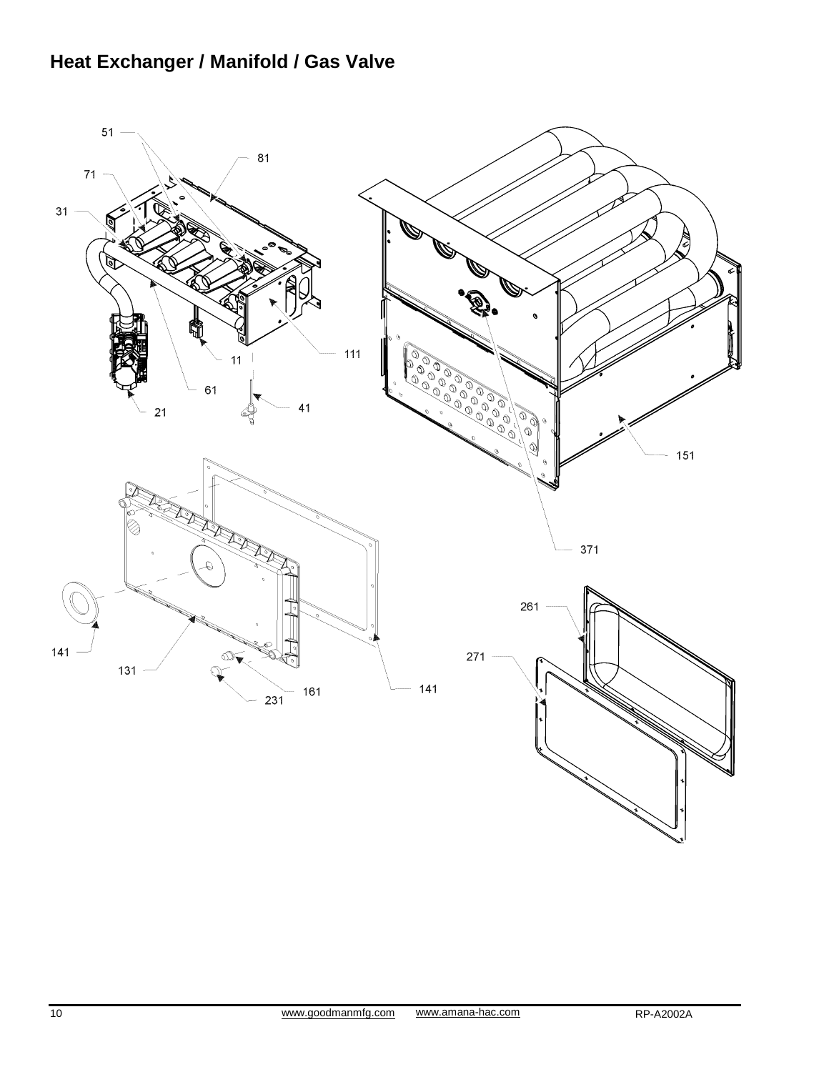## Heat Exchanger / Manifold / Gas Valve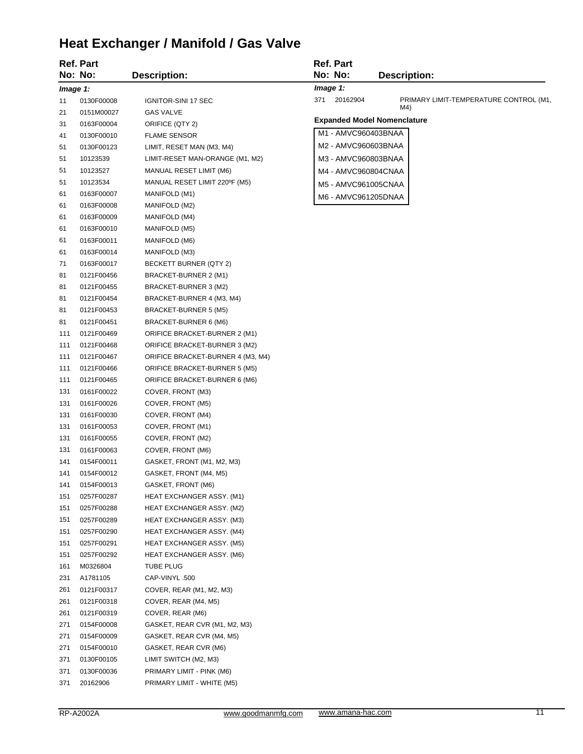# Heat Exchanger / Manifold / Gas Valve

| Ref. No: | Part No: | Description: |
|---|---|---|
| ***Image 1:*** | | |
| 11 | 0130F00008 | IGNITOR-SINI 17 SEC |
| 21 | 0151M00027 | GAS VALVE |
| 31 | 0163F00004 | ORIFICE (QTY 2) |
| 41 | 0130F00010 | FLAME SENSOR |
| 51 | 0130F00123 | LIMIT, RESET MAN (M3, M4) |
| 51 | 10123539 | LIMIT-RESET MAN-ORANGE (M1, M2) |
| 51 | 10123527 | MANUAL RESET LIMIT (M6) |
| 51 | 10123534 | MANUAL RESET LIMIT 220ºF (M5) |
| 61 | 0163F00007 | MANIFOLD (M1) |
| 61 | 0163F00008 | MANIFOLD (M2) |
| 61 | 0163F00009 | MANIFOLD (M4) |
| 61 | 0163F00010 | MANIFOLD (M5) |
| 61 | 0163F00011 | MANIFOLD (M6) |
| 61 | 0163F00014 | MANIFOLD (M3) |
| 71 | 0163F00017 | BECKETT BURNER (QTY 2) |
| 81 | 0121F00456 | BRACKET-BURNER 2 (M1) |
| 81 | 0121F00455 | BRACKET-BURNER 3 (M2) |
| 81 | 0121F00454 | BRACKET-BURNER 4 (M3, M4) |
| 81 | 0121F00453 | BRACKET-BURNER 5 (M5) |
| 81 | 0121F00451 | BRACKET-BURNER 6 (M6) |
| 111 | 0121F00469 | ORIFICE BRACKET-BURNER 2 (M1) |
| 111 | 0121F00468 | ORIFICE BRACKET-BURNER 3 (M2) |
| 111 | 0121F00467 | ORIFICE BRACKET-BURNER 4 (M3, M4) |
| 111 | 0121F00466 | ORIFICE BRACKET-BURNER 5 (M5) |
| 111 | 0121F00465 | ORIFICE BRACKET-BURNER 6 (M6) |
| 131 | 0161F00022 | COVER, FRONT (M3) |
| 131 | 0161F00026 | COVER, FRONT (M5) |
| 131 | 0161F00030 | COVER, FRONT (M4) |
| 131 | 0161F00053 | COVER, FRONT (M1) |
| 131 | 0161F00055 | COVER, FRONT (M2) |
| 131 | 0161F00063 | COVER, FRONT (M6) |
| 141 | 0154F00011 | GASKET, FRONT (M1, M2, M3) |
| 141 | 0154F00012 | GASKET, FRONT (M4, M5) |
| 141 | 0154F00013 | GASKET, FRONT (M6) |
| 151 | 0257F00287 | HEAT EXCHANGER ASSY. (M1) |
| 151 | 0257F00288 | HEAT EXCHANGER ASSY. (M2) |
| 151 | 0257F00289 | HEAT EXCHANGER ASSY. (M3) |
| 151 | 0257F00290 | HEAT EXCHANGER ASSY. (M4) |
| 151 | 0257F00291 | HEAT EXCHANGER ASSY. (M5) |
| 151 | 0257F00292 | HEAT EXCHANGER ASSY. (M6) |
| 161 | M0326804 | TUBE PLUG |
| 231 | A1781105 | CAP-VINYL .500 |
| 261 | 0121F00317 | COVER, REAR (M1, M2, M3) |
| 261 | 0121F00318 | COVER, REAR (M4, M5) |
| 261 | 0121F00319 | COVER, REAR (M6) |
| 271 | 0154F00008 | GASKET, REAR CVR (M1, M2, M3) |
| 271 | 0154F00009 | GASKET, REAR CVR (M4, M5) |
| 271 | 0154F00010 | GASKET, REAR CVR (M6) |
| 371 | 0130F00105 | LIMIT SWITCH (M2, M3) |
| 371 | 0130F00036 | PRIMARY LIMIT - PINK (M6) |
| 371 | 20162906 | PRIMARY LIMIT - WHITE (M5) |
| 371 | 20162904 | PRIMARY LIMIT-TEMPERATURE CONTROL (M1, M4) |

**Expanded Model Nomenclature**

M1 - AMVC960403BNAA
M2 - AMVC960603BNAA
M3 - AMVC960803BNAA
M4 - AMVC960804CNAA
M5 - AMVC961005CNAA
M6 - AMVC961205DNAA

RP-A2002A www.goodmanmfg.com www.amana-hac.com